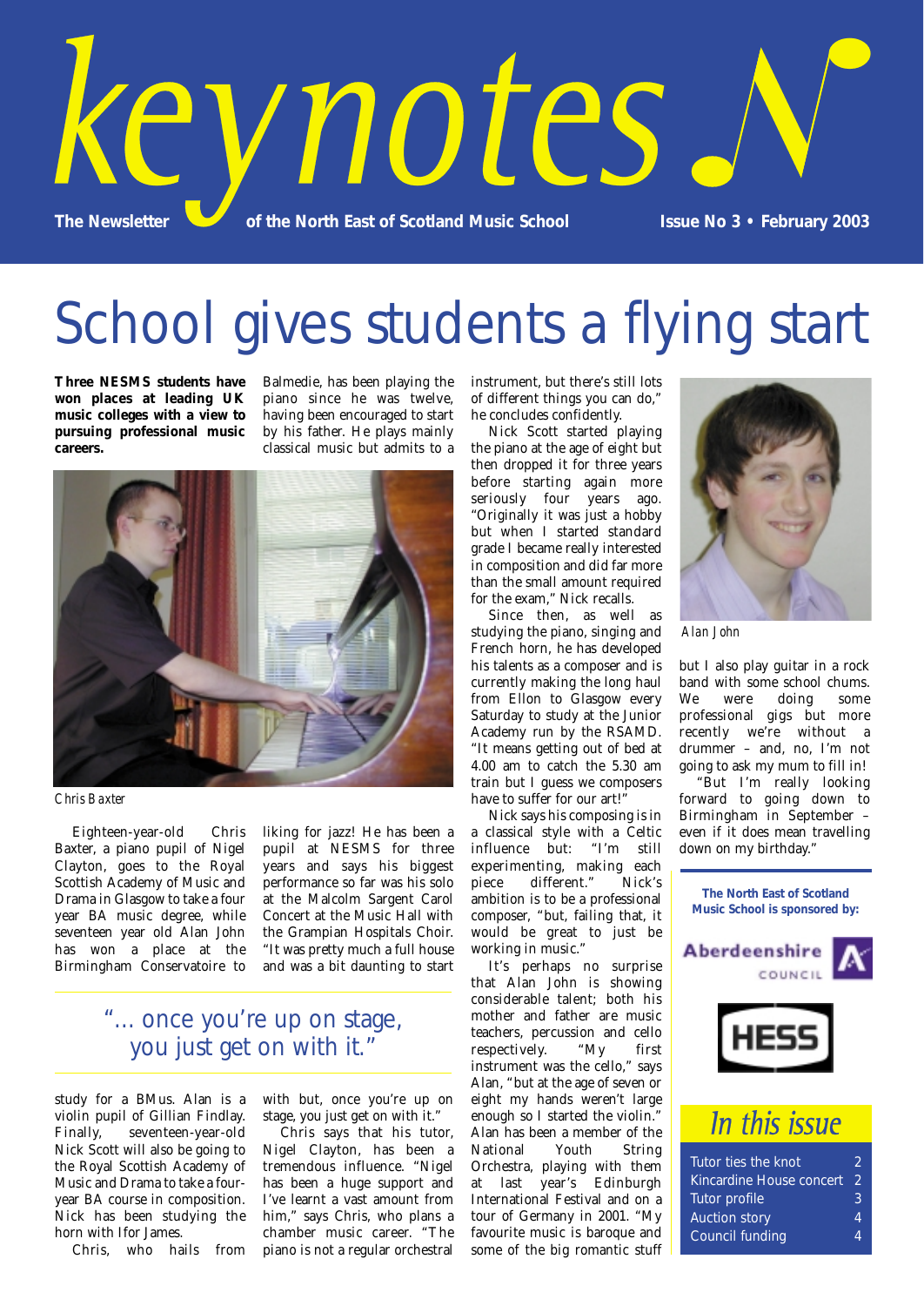# keynotes

**The Newsletter of the North East of Scotland Music School** **Issue No 3 • February 2003**

# School gives students a flying start

**Three NESMS students have won places at leading UK music colleges with a view to pursuing professional music careers.**

*Chris Baxter*

Eighteen-year-old Chris Baxter, a piano pupil of Nigel Clayton, goes to the Royal Scottish Academy of Music and Drama in Glasgow to take a four year BA music degree, while seventeen year old Alan John has won a place at the Birmingham Conservatoire to study for a BMus. Alan is a violin pupil of Gillian Findlay. Finally, seventeen-year-old Nick Scott will also be going to the Royal Scottish Academy of Music and Drama to take a four-year BA course in composition. Nick has been studying the horn with Ifor James.

Chris, who hails from Balmedie, has been playing the piano since he was twelve, having been encouraged to start by his father. He plays mainly classical music but admits to a liking for jazz! He has been a pupil at NESMS for three years and says his biggest performance so far was his solo at the Malcolm Sargent Carol Concert at the Music Hall with the Grampian Hospitals Choir. "It was pretty much a full house and was a bit daunting to start with but, once you're up on stage, you just get on with it."

> "… once you're up on stage, you just get on with it."

Chris says that his tutor, Nigel Clayton, has been a tremendous influence. "Nigel has been a huge support and I've learnt a vast amount from him," says Chris, who plans a chamber music career. "The piano is not a regular orchestral instrument, but there's still lots of different things you can do," he concludes confidently.

Nick Scott started playing the piano at the age of eight but then dropped it for three years before starting again more seriously four years ago. "Originally it was just a hobby but when I started standard grade I became really interested in composition and did far more than the small amount required for the exam," Nick recalls.

Since then, as well as studying the piano, singing and French horn, he has developed his talents as a composer and is currently making the long haul from Ellon to Glasgow every Saturday to study at the Junior Academy run by the RSAMD. "It means getting out of bed at 4.00 am to catch the 5.30 am train but I guess we composers have to suffer for our art!"

Nick says his composing is in a classical style with a Celtic influence but: "I'm still experimenting, making each piece different." Nick's ambition is to be a professional composer, "but, failing that, it would be great to just be working in music."

It's perhaps no surprise that Alan John is showing considerable talent; both his mother and father are music teachers, percussion and cello respectively. "My first instrument was the cello," says Alan, "but at the age of seven or eight my hands weren't large enough so I started the violin." Alan has been a member of the National Youth String Orchestra, playing with them at last year's Edinburgh International Festival and on a tour of Germany in 2001. "My favourite music is baroque and some of the big romantic stuff but I also play guitar in a rock band with some school chums. We were doing some professional gigs but more recently we're without a drummer – and, no, I'm not going to ask my mum to fill in!

"But I'm really looking forward to going down to Birmingham in September – even if it does mean travelling down on my birthday."

*Alan John*

**The North East of Scotland Music School is sponsored by:**

Aberdeenshire Council

HESS

## In this issue

| | |
|---|---|
| Tutor ties the knot | 2 |
| Kincardine House concert | 2 |
| Tutor profile | 3 |
| Auction story | 4 |
| Council funding | 4 |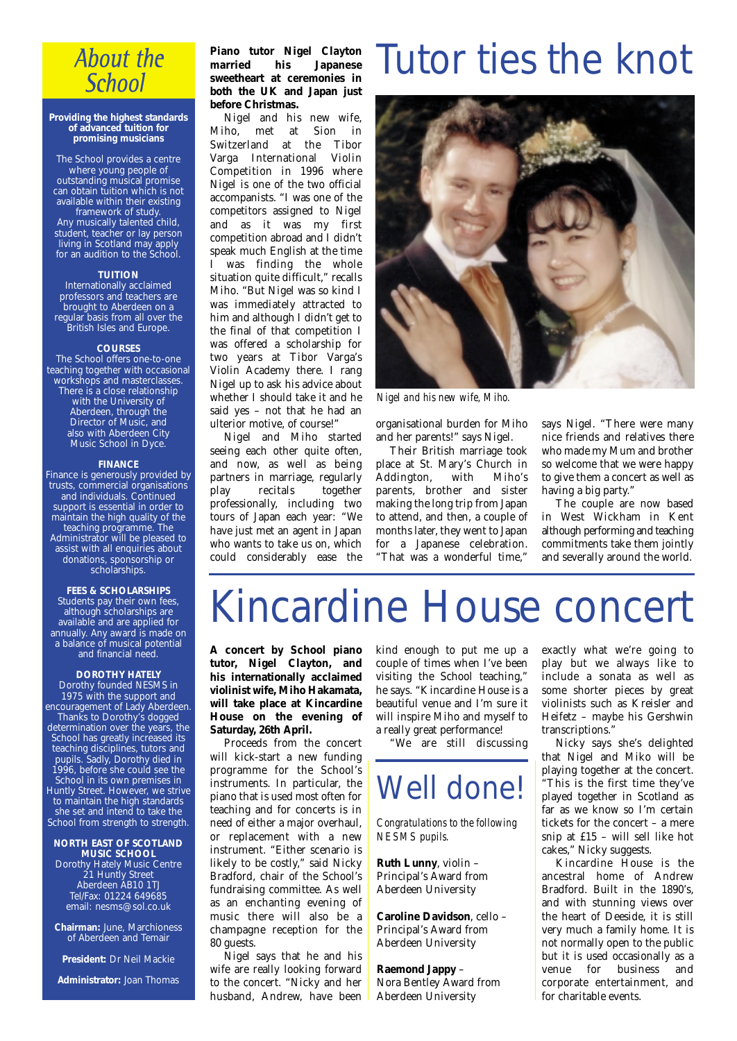## About the School

**Providing the highest standards of advanced tuition for promising musicians**

The School provides a centre where young people of outstanding musical promise can obtain tuition which is not available within their existing framework of study. Any musically talented child, student, teacher or lay person living in Scotland may apply for an audition to the School.

**TUITION**
Internationally acclaimed professors and teachers are brought to Aberdeen on a regular basis from all over the British Isles and Europe.

**COURSES**
The School offers one-to-one teaching together with occasional workshops and masterclasses. There is a close relationship with the University of Aberdeen, through the Director of Music, and also with Aberdeen City Music School in Dyce.

**FINANCE**
Finance is generously provided by trusts, commercial organisations and individuals. Continued support is essential in order to maintain the high quality of the teaching programme. The Administrator will be pleased to assist with all enquiries about donations, sponsorship or scholarships.

**FEES & SCHOLARSHIPS**
Students pay their own fees, although scholarships are available and are applied for annually. Any award is made on a balance of musical potential and financial need.

**DOROTHY HATELY**
Dorothy founded NESMS in 1975 with the support and encouragement of Lady Aberdeen. Thanks to Dorothy's dogged determination over the years, the School has greatly increased its teaching disciplines, tutors and pupils. Sadly, Dorothy died in 1996, before she could see the School in its own premises in Huntly Street. However, we strive to maintain the high standards she set and intend to take the School from strength to strength.

**NORTH EAST OF SCOTLAND MUSIC SCHOOL**
Dorothy Hately Music Centre
21 Huntly Street
Aberdeen AB10 1TJ
Tel/Fax: 01224 649685
email: nesms@sol.co.uk

**Chairman:** June, Marchioness of Aberdeen and Temair

**President:** Dr Neil Mackie

**Administrator:** Joan Thomas

# Tutor ties the knot

**Piano tutor Nigel Clayton married his Japanese sweetheart at ceremonies in both the UK and Japan just before Christmas.**

Nigel and his new wife, Miho, met at Sion in Switzerland at the Tibor Varga International Violin Competition in 1996 where Nigel is one of the two official accompanists. "I was one of the competitors assigned to Nigel and as it was my first competition abroad and I didn't speak much English at the time I was finding the whole situation quite difficult," recalls Miho. "But Nigel was so kind I was immediately attracted to him and although I didn't get to the final of that competition I was offered a scholarship for two years at Tibor Varga's Violin Academy there. I rang Nigel up to ask his advice about whether I should take it and he said yes – not that he had an ulterior motive, of course!"

Nigel and Miho started seeing each other quite often, and now, as well as being partners in marriage, regularly play recitals together professionally, including two tours of Japan each year: "We have just met an agent in Japan who wants to take us on, which could considerably ease the organisational burden for Miho and her parents!" says Nigel.

*Nigel and his new wife, Miho.*

Their British marriage took place at St. Mary's Church in Addington, with Miho's parents, brother and sister making the long trip from Japan to attend, and then, a couple of months later, they went to Japan for a Japanese celebration. "That was a wonderful time," says Nigel. "There were many nice friends and relatives there who made my Mum and brother so welcome that we were happy to give them a concert as well as having a big party."

The couple are now based in West Wickham in Kent although performing and teaching commitments take them jointly and severally around the world.

# Kincardine House concert

**A concert by School piano tutor, Nigel Clayton, and his internationally acclaimed violinist wife, Miho Hakamata, will take place at Kincardine House on the evening of Saturday, 26th April.**

Proceeds from the concert will kick-start a new funding programme for the School's instruments. In particular, the piano that is used most often for teaching and for concerts is in need of either a major overhaul, or replacement with a new instrument. "Either scenario is likely to be costly," said Nicky Bradford, chair of the School's fundraising committee. As well as an enchanting evening of music there will also be a champagne reception for the 80 guests.

Nigel says that he and his wife are really looking forward to the concert. "Nicky and her husband, Andrew, have been kind enough to put me up a couple of times when I've been visiting the School teaching," he says. "Kincardine House is a beautiful venue and I'm sure it will inspire Miho and myself to a really great performance!

"We are still discussing exactly what we're going to play but we always like to include a sonata as well as some shorter pieces by great violinists such as Kreisler and Heifetz – maybe his Gershwin transcriptions."

Nicky says she's delighted that Nigel and Miko will be playing together at the concert. "This is the first time they've played together in Scotland as far as we know so I'm certain tickets for the concert – a mere snip at £15 – will sell like hot cakes," Nicky suggests.

Kincardine House is the ancestral home of Andrew Bradford. Built in the 1890's, and with stunning views over the heart of Deeside, it is still very much a family home. It is not normally open to the public but it is used occasionally as a venue for business and corporate entertainment, and for charitable events.

# Well done!

*Congratulations to the following NESMS pupils.*

**Ruth Lunny**, violin – Principal's Award from Aberdeen University

**Caroline Davidson**, cello – Principal's Award from Aberdeen University

**Raemond Jappy** – Nora Bentley Award from Aberdeen University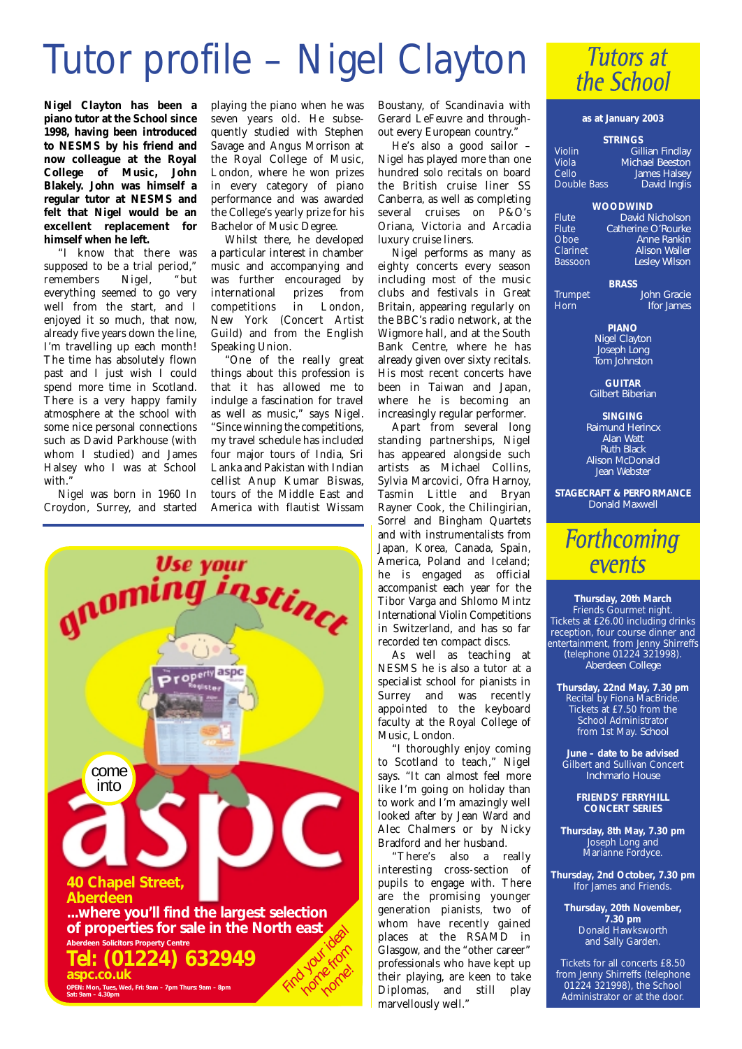# Tutor profile – Nigel Clayton

**Nigel Clayton has been a piano tutor at the School since 1998, having been introduced to NESMS by his friend and now colleague at the Royal College of Music, John Blakely. John was himself a regular tutor at NESMS and felt that Nigel would be an excellent replacement for himself when he left.**

"I know that there was supposed to be a trial period," remembers Nigel, "but everything seemed to go very well from the start, and I enjoyed it so much, that now, already five years down the line, I'm travelling up each month! The time has absolutely flown past and I just wish I could spend more time in Scotland. There is a very happy family atmosphere at the school with some nice personal connections such as David Parkhouse (with whom I studied) and James Halsey who I was at School with."

Nigel was born in 1960 In Croydon, Surrey, and started playing the piano when he was seven years old. He subsequently studied with Stephen Savage and Angus Morrison at the Royal College of Music, London, where he won prizes in every category of piano performance and was awarded the College's yearly prize for his Bachelor of Music Degree.

Whilst there, he developed a particular interest in chamber music and accompanying and was further encouraged by international prizes from competitions in London, New York (Concert Artist Guild) and from the English Speaking Union.

"One of the really great things about this profession is that it has allowed me to indulge a fascination for travel as well as music," says Nigel. "Since winning the competitions, my travel schedule has included four major tours of India, Sri Lanka and Pakistan with Indian cellist Anup Kumar Biswas, tours of the Middle East and America with flautist Wissam Boustany, of Scandinavia with Gerard LeFeuvre and throughout every European country."

He's also a good sailor – Nigel has played more than one hundred solo recitals on board the British cruise liner SS Canberra, as well as completing several cruises on P&O's Oriana, Victoria and Arcadia luxury cruise liners.

Nigel performs as many as eighty concerts every season including most of the music clubs and festivals in Great Britain, appearing regularly on the BBC's radio network, at the Wigmore hall, and at the South Bank Centre, where he has already given over sixty recitals. His most recent concerts have been in Taiwan and Japan, where he is becoming an increasingly regular performer.

Apart from several long standing partnerships, Nigel has appeared alongside such artists as Michael Collins, Sylvia Marcovici, Ofra Harnoy, Tasmin Little and Bryan Rayner Cook, the Chilingirian, Sorrel and Bingham Quartets and with instrumentalists from Japan, Korea, Canada, Spain, America, Poland and Iceland; he is engaged as official accompanist each year for the Tibor Varga and Shlomo Mintz International Violin Competitions in Switzerland, and has so far recorded ten compact discs.

As well as teaching at NESMS he is also a tutor at a specialist school for pianists in Surrey and was recently appointed to the keyboard faculty at the Royal College of Music, London.

"I thoroughly enjoy coming to Scotland to teach," Nigel says. "It can almost feel more like I'm going on holiday than to work and I'm amazingly well looked after by Jean Ward and Alec Chalmers or by Nicky Bradford and her husband.

"There's also a really interesting cross-section of pupils to engage with. There are the promising younger generation pianists, two of whom have recently gained places at the RSAMD in Glasgow, and the "other career" professionals who have kept up their playing, are keen to take Diplomas, and still play marvellously well."

---

**Use your gnoming instinct**

come into **aspc**

**40 Chapel Street, Aberdeen**

**...where you'll find the largest selection of properties for sale in the North east**

**Aberdeen Solicitors Property Centre**

**Tel: (01224) 632949**

**aspc.co.uk**

OPEN: Mon, Tues, Wed, Fri: 9am – 7pm Thurs: 9am – 8pm Sat: 9am – 4.30pm

Find your ideal home from home!

---

## Tutors at the School

**as at January 2003**

**STRINGS**

| | |
|---|---|
| Violin | Gillian Findlay |
| Viola | Michael Beeston |
| Cello | James Halsey |
| Double Bass | David Inglis |

**WOODWIND**

| | |
|---|---|
| Flute | David Nicholson |
| Flute | Catherine O'Rourke |
| Oboe | Anne Rankin |
| Clarinet | Alison Waller |
| Bassoon | Lesley Wilson |

**BRASS**

| | |
|---|---|
| Trumpet | John Gracie |
| Horn | Ifor James |

**PIANO**
Nigel Clayton
Joseph Long
Tom Johnston

**GUITAR**
Gilbert Biberian

**SINGING**
Raimund Herincx
Alan Watt
Ruth Black
Alison McDonald
Jean Webster

**STAGECRAFT & PERFORMANCE**
Donald Maxwell

## Forthcoming events

**Thursday, 20th March**
Friends Gourmet night.
Tickets at £26.00 including drinks reception, four course dinner and entertainment, from Jenny Shirreffs (telephone 01224 321998).
Aberdeen College

**Thursday, 22nd May, 7.30 pm**
Recital by Fiona MacBride.
Tickets at £7.50 from the School Administrator from 1st May. School

**June – date to be advised**
Gilbert and Sullivan Concert
Inchmarlo House

**FRIENDS' FERRYHILL CONCERT SERIES**

**Thursday, 8th May, 7.30 pm**
Joseph Long and Marianne Fordyce.

**Thursday, 2nd October, 7.30 pm**
Ifor James and Friends.

**Thursday, 20th November, 7.30 pm**
Donald Hawksworth and Sally Garden.

Tickets for all concerts £8.50 from Jenny Shirreffs (telephone 01224 321998), the School Administrator or at the door.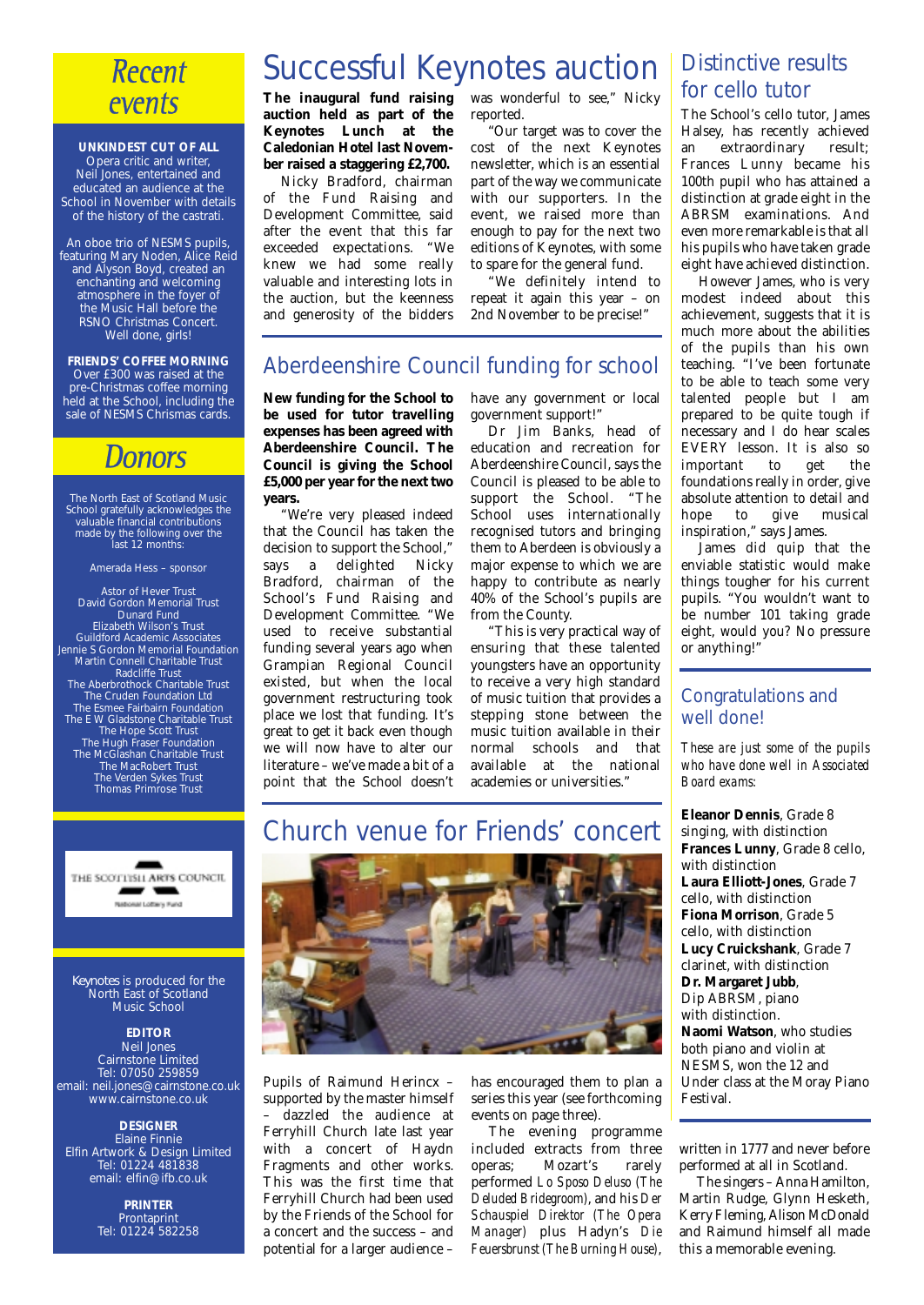# Recent events

**UNKINDEST CUT OF ALL**
Opera critic and writer, Neil Jones, entertained and educated an audience at the School in November with details of the history of the castrati.

An oboe trio of NESMS pupils, featuring Mary Noden, Alice Reid and Alyson Boyd, created an enchanting and welcoming atmosphere in the foyer of the Music Hall before the RSNO Christmas Concert. Well done, girls!

**FRIENDS' COFFEE MORNING**
Over £300 was raised at the pre-Christmas coffee morning held at the School, including the sale of NESMS Chrismas cards.

# Donors

The North East of Scotland Music School gratefully acknowledges the valuable financial contributions made by the following over the last 12 months:

Amerada Hess – sponsor

Astor of Hever Trust
David Gordon Memorial Trust
Dunard Fund
Elizabeth Wilson's Trust
Guildford Academic Associates
Jennie S Gordon Memorial Foundation
Martin Connell Charitable Trust
Radcliffe Trust
The Aberbrothock Charitable Trust
The Cruden Foundation Ltd
The Esmee Fairbairn Foundation
The E W Gladstone Charitable Trust
The Hope Scott Trust
The Hugh Fraser Foundation
The McGlashan Charitable Trust
The MacRobert Trust
The Verden Sykes Trust
Thomas Primrose Trust

THE SCOTTISH ARTS COUNCIL
National Lottery Fund

*Keynotes* is produced for the North East of Scotland Music School

**EDITOR**
Neil Jones
Cairnstone Limited
Tel: 07050 259859
email: neil.jones@cairnstone.co.uk
www.cairnstone.co.uk

**DESIGNER**
Elaine Finnie
Elfin Artwork & Design Limited
Tel: 01224 481838
email: elfin@ifb.co.uk

**PRINTER**
Prontaprint
Tel: 01224 582258

# Successful Keynotes auction

**The inaugural fund raising auction held as part of the Keynotes Lunch at the Caledonian Hotel last November raised a staggering £2,700.**

Nicky Bradford, chairman of the Fund Raising and Development Committee, said after the event that this far exceeded expectations. "We knew we had some really valuable and interesting lots in the auction, but the keenness and generosity of the bidders was wonderful to see," Nicky reported.

"Our target was to cover the cost of the next Keynotes newsletter, which is an essential part of the way we communicate with our supporters. In the event, we raised more than enough to pay for the next two editions of Keynotes, with some to spare for the general fund.

"We definitely intend to repeat it again this year – on 2nd November to be precise!"

## Aberdeenshire Council funding for school

**New funding for the School to be used for tutor travelling expenses has been agreed with Aberdeenshire Council. The Council is giving the School £5,000 per year for the next two years.**

"We're very pleased indeed that the Council has taken the decision to support the School," says a delighted Nicky Bradford, chairman of the School's Fund Raising and Development Committee. "We used to receive substantial funding several years ago when Grampian Regional Council existed, but when the local government restructuring took place we lost that funding. It's great to get it back even though we will now have to alter our literature – we've made a bit of a point that the School doesn't have any government or local government support!"

Dr Jim Banks, head of education and recreation for Aberdeenshire Council, says the Council is pleased to be able to support the School. "The School uses internationally recognised tutors and bringing them to Aberdeen is obviously a major expense to which we are happy to contribute as nearly 40% of the School's pupils are from the County.

"This is very practical way of ensuring that these talented youngsters have an opportunity to receive a very high standard of music tuition that provides a stepping stone between the music tuition available in their normal schools and that available at the national academies or universities."

## Church venue for Friends' concert

Pupils of Raimund Herincx – supported by the master himself – dazzled the audience at Ferryhill Church late last year with a concert of Haydn Fragments and other works. This was the first time that Ferryhill Church had been used by the Friends of the School for a concert and the success – and potential for a larger audience – has encouraged them to plan a series this year (see forthcoming events on page three).

The evening programme included extracts from three operas; Mozart's rarely performed *Lo Sposo Deluso (The Deluded Bridegroom)*, and his *Der Schauspiel Direktor (The Opera Manager)* plus Hadyn's *Die Feuersbrunst (The Burning House)*, written in 1777 and never before performed at all in Scotland.

The singers – Anna Hamilton, Martin Rudge, Glynn Hesketh, Kerry Fleming, Alison McDonald and Raimund himself all made this a memorable evening.

## Distinctive results for cello tutor

The School's cello tutor, James Halsey, has recently achieved an extraordinary result; Frances Lunny became his 100th pupil who has attained a distinction at grade eight in the ABRSM examinations. And even more remarkable is that all his pupils who have taken grade eight have achieved distinction.

However James, who is very modest indeed about this achievement, suggests that it is much more about the abilities of the pupils than his own teaching. "I've been fortunate to be able to teach some very talented people but I am prepared to be quite tough if necessary and I do hear scales EVERY lesson. It is also so important to get the foundations really in order, give absolute attention to detail and hope to give musical inspiration," says James.

James did quip that the enviable statistic would make things tougher for his current pupils. "You wouldn't want to be number 101 taking grade eight, would you? No pressure or anything!"

## Congratulations and well done!

*These are just some of the pupils who have done well in Associated Board exams:*

**Eleanor Dennis**, Grade 8 singing, with distinction
**Frances Lunny**, Grade 8 cello, with distinction
**Laura Elliott-Jones**, Grade 7 cello, with distinction
**Fiona Morrison**, Grade 5 cello, with distinction
**Lucy Cruickshank**, Grade 7 clarinet, with distinction
**Dr. Margaret Jubb**, Dip ABRSM, piano with distinction.
**Naomi Watson**, who studies both piano and violin at NESMS, won the 12 and Under class at the Moray Piano Festival.